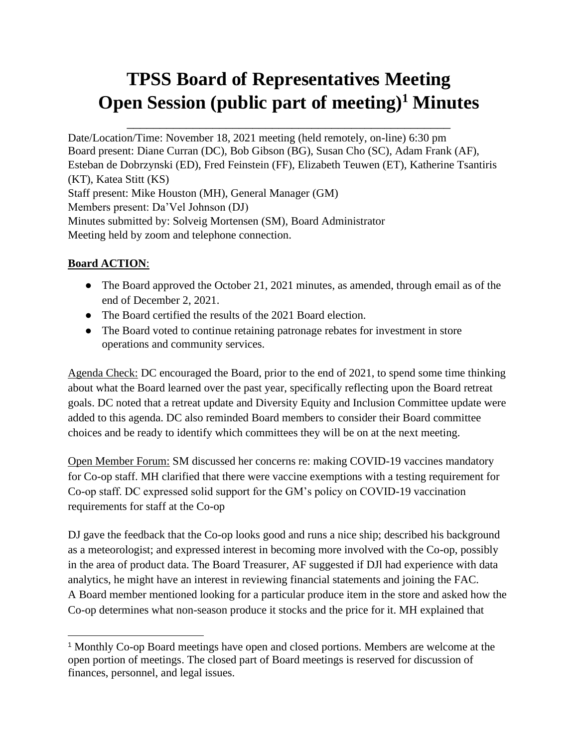# TPSS Board of Representatives Meeting Open Session (public part of meeting)[1] Minutes

Date/Location/Time: November 18, 2021 meeting (held remotely, on-line) 6:30 pm
Board present: Diane Curran (DC), Bob Gibson (BG), Susan Cho (SC), Adam Frank (AF), Esteban de Dobrzynski (ED), Fred Feinstein (FF), Elizabeth Teuwen (ET), Katherine Tsantiris (KT), Katea Stitt (KS)
Staff present: Mike Houston (MH), General Manager (GM)
Members present: Da'Vel Johnson (DJ)
Minutes submitted by: Solveig Mortensen (SM), Board Administrator
Meeting held by zoom and telephone connection.

**Board ACTION**:

- The Board approved the October 21, 2021 minutes, as amended, through email as of the end of December 2, 2021.
- The Board certified the results of the 2021 Board election.
- The Board voted to continue retaining patronage rebates for investment in store operations and community services.

Agenda Check: DC encouraged the Board, prior to the end of 2021, to spend some time thinking about what the Board learned over the past year, specifically reflecting upon the Board retreat goals. DC noted that a retreat update and Diversity Equity and Inclusion Committee update were added to this agenda. DC also reminded Board members to consider their Board committee choices and be ready to identify which committees they will be on at the next meeting.

Open Member Forum: SM discussed her concerns re: making COVID-19 vaccines mandatory for Co-op staff. MH clarified that there were vaccine exemptions with a testing requirement for Co-op staff. DC expressed solid support for the GM's policy on COVID-19 vaccination requirements for staff at the Co-op

DJ gave the feedback that the Co-op looks good and runs a nice ship; described his background as a meteorologist; and expressed interest in becoming more involved with the Co-op, possibly in the area of product data. The Board Treasurer, AF suggested if DJl had experience with data analytics, he might have an interest in reviewing financial statements and joining the FAC.
A Board member mentioned looking for a particular produce item in the store and asked how the Co-op determines what non-season produce it stocks and the price for it. MH explained that

[1] Monthly Co-op Board meetings have open and closed portions. Members are welcome at the open portion of meetings. The closed part of Board meetings is reserved for discussion of finances, personnel, and legal issues.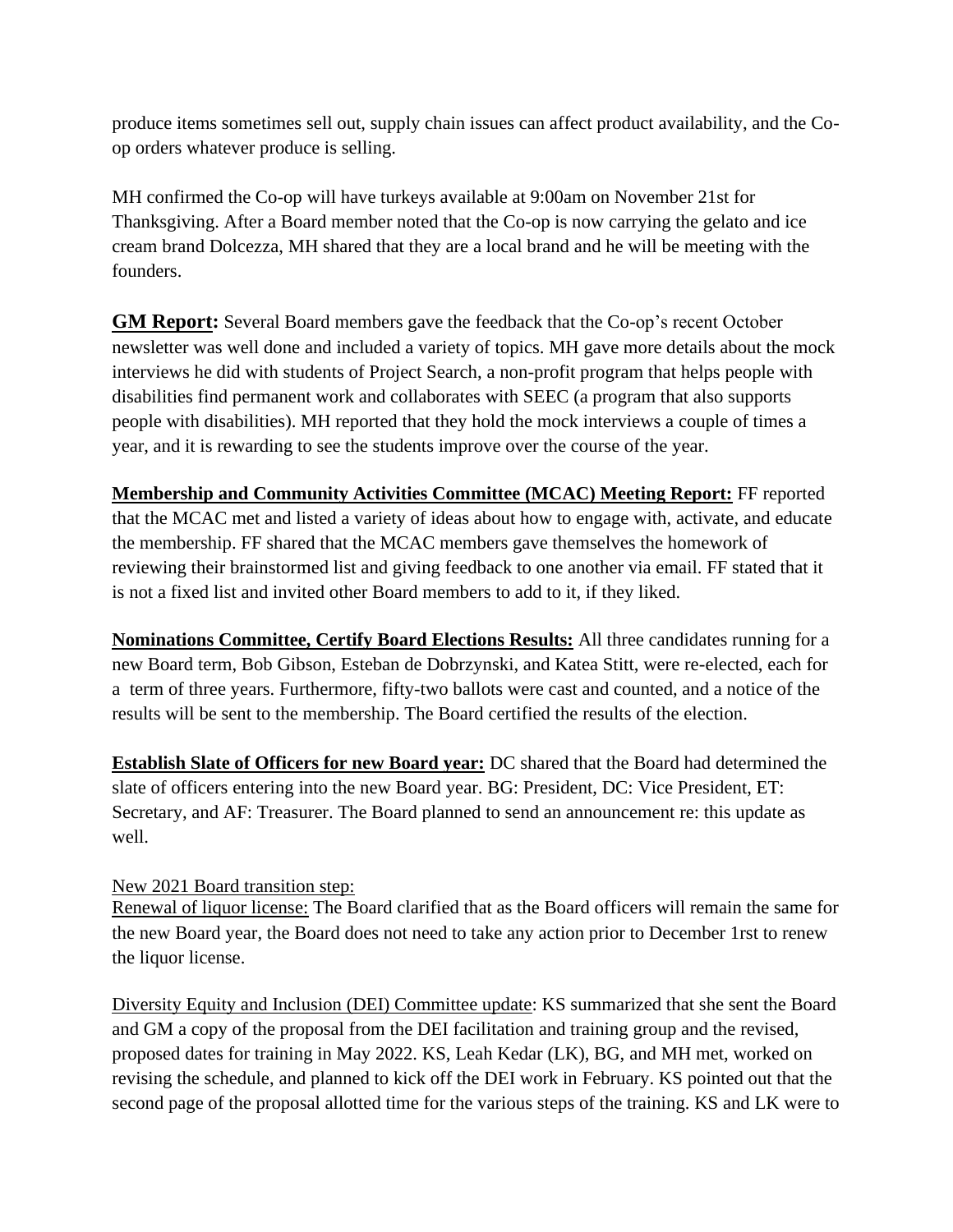produce items sometimes sell out, supply chain issues can affect product availability, and the Co-op orders whatever produce is selling.

MH confirmed the Co-op will have turkeys available at 9:00am on November 21st for Thanksgiving. After a Board member noted that the Co-op is now carrying the gelato and ice cream brand Dolcezza, MH shared that they are a local brand and he will be meeting with the founders.

**GM Report:** Several Board members gave the feedback that the Co-op's recent October newsletter was well done and included a variety of topics. MH gave more details about the mock interviews he did with students of Project Search, a non-profit program that helps people with disabilities find permanent work and collaborates with SEEC (a program that also supports people with disabilities). MH reported that they hold the mock interviews a couple of times a year, and it is rewarding to see the students improve over the course of the year.

**Membership and Community Activities Committee (MCAC) Meeting Report:** FF reported that the MCAC met and listed a variety of ideas about how to engage with, activate, and educate the membership. FF shared that the MCAC members gave themselves the homework of reviewing their brainstormed list and giving feedback to one another via email. FF stated that it is not a fixed list and invited other Board members to add to it, if they liked.

**Nominations Committee, Certify Board Elections Results:** All three candidates running for a new Board term, Bob Gibson, Esteban de Dobrzynski, and Katea Stitt, were re-elected, each for a term of three years. Furthermore, fifty-two ballots were cast and counted, and a notice of the results will be sent to the membership. The Board certified the results of the election.

**Establish Slate of Officers for new Board year:** DC shared that the Board had determined the slate of officers entering into the new Board year. BG: President, DC: Vice President, ET: Secretary, and AF: Treasurer. The Board planned to send an announcement re: this update as well.

New 2021 Board transition step:
Renewal of liquor license: The Board clarified that as the Board officers will remain the same for the new Board year, the Board does not need to take any action prior to December 1rst to renew the liquor license.

Diversity Equity and Inclusion (DEI) Committee update: KS summarized that she sent the Board and GM a copy of the proposal from the DEI facilitation and training group and the revised, proposed dates for training in May 2022. KS, Leah Kedar (LK), BG, and MH met, worked on revising the schedule, and planned to kick off the DEI work in February. KS pointed out that the second page of the proposal allotted time for the various steps of the training. KS and LK were to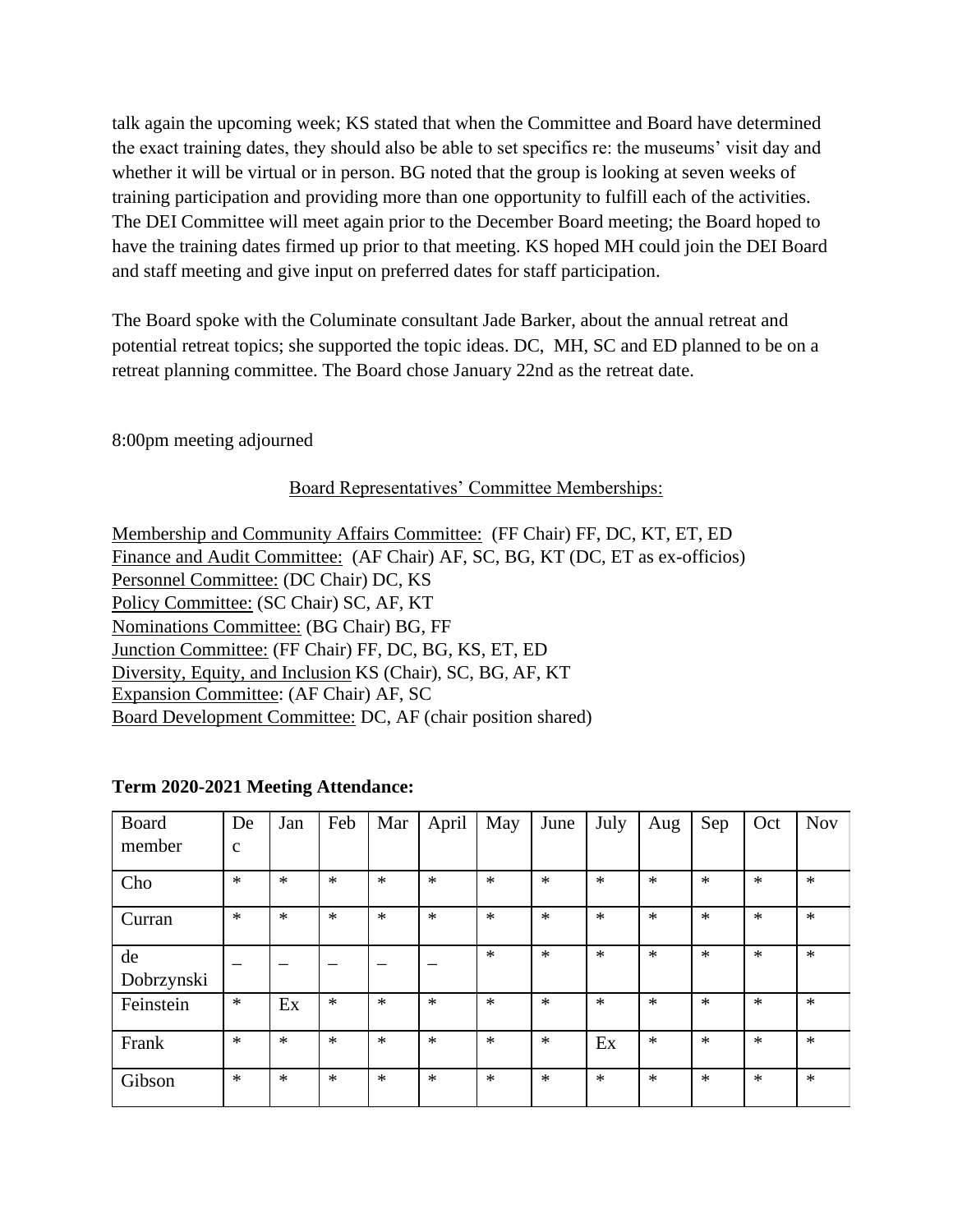talk again the upcoming week; KS stated that when the Committee and Board have determined the exact training dates, they should also be able to set specifics re: the museums' visit day and whether it will be virtual or in person. BG noted that the group is looking at seven weeks of training participation and providing more than one opportunity to fulfill each of the activities. The DEI Committee will meet again prior to the December Board meeting; the Board hoped to have the training dates firmed up prior to that meeting. KS hoped MH could join the DEI Board and staff meeting and give input on preferred dates for staff participation.

The Board spoke with the Columinate consultant Jade Barker, about the annual retreat and potential retreat topics; she supported the topic ideas. DC, MH, SC and ED planned to be on a retreat planning committee. The Board chose January 22nd as the retreat date.

8:00pm meeting adjourned

<u>Board Representatives' Committee Memberships:</u>

<u>Membership and Community Affairs Committee:</u> (FF Chair) FF, DC, KT, ET, ED
<u>Finance and Audit Committee:</u> (AF Chair) AF, SC, BG, KT (DC, ET as ex-officios)
<u>Personnel Committee:</u> (DC Chair) DC, KS
<u>Policy Committee:</u> (SC Chair) SC, AF, KT
<u>Nominations Committee:</u> (BG Chair) BG, FF
<u>Junction Committee:</u> (FF Chair) FF, DC, BG, KS, ET, ED
<u>Diversity, Equity, and Inclusion</u> KS (Chair), SC, BG, AF, KT
<u>Expansion Committee</u>: (AF Chair) AF, SC
<u>Board Development Committee:</u> DC, AF (chair position shared)

**Term 2020-2021 Meeting Attendance:**

| Board member | Dec | Jan | Feb | Mar | April | May | June | July | Aug | Sep | Oct | Nov |
|---|---|---|---|---|---|---|---|---|---|---|---|---|
| Cho | * | * | * | * | * | * | * | * | * | * | * | * |
| Curran | * | * | * | * | * | * | * | * | * | * | * | * |
| de Dobrzynski | – | – | – | – | – | * | * | * | * | * | * | * |
| Feinstein | * | Ex | * | * | * | * | * | * | * | * | * | * |
| Frank | * | * | * | * | * | * | * | Ex | * | * | * | * |
| Gibson | * | * | * | * | * | * | * | * | * | * | * | * |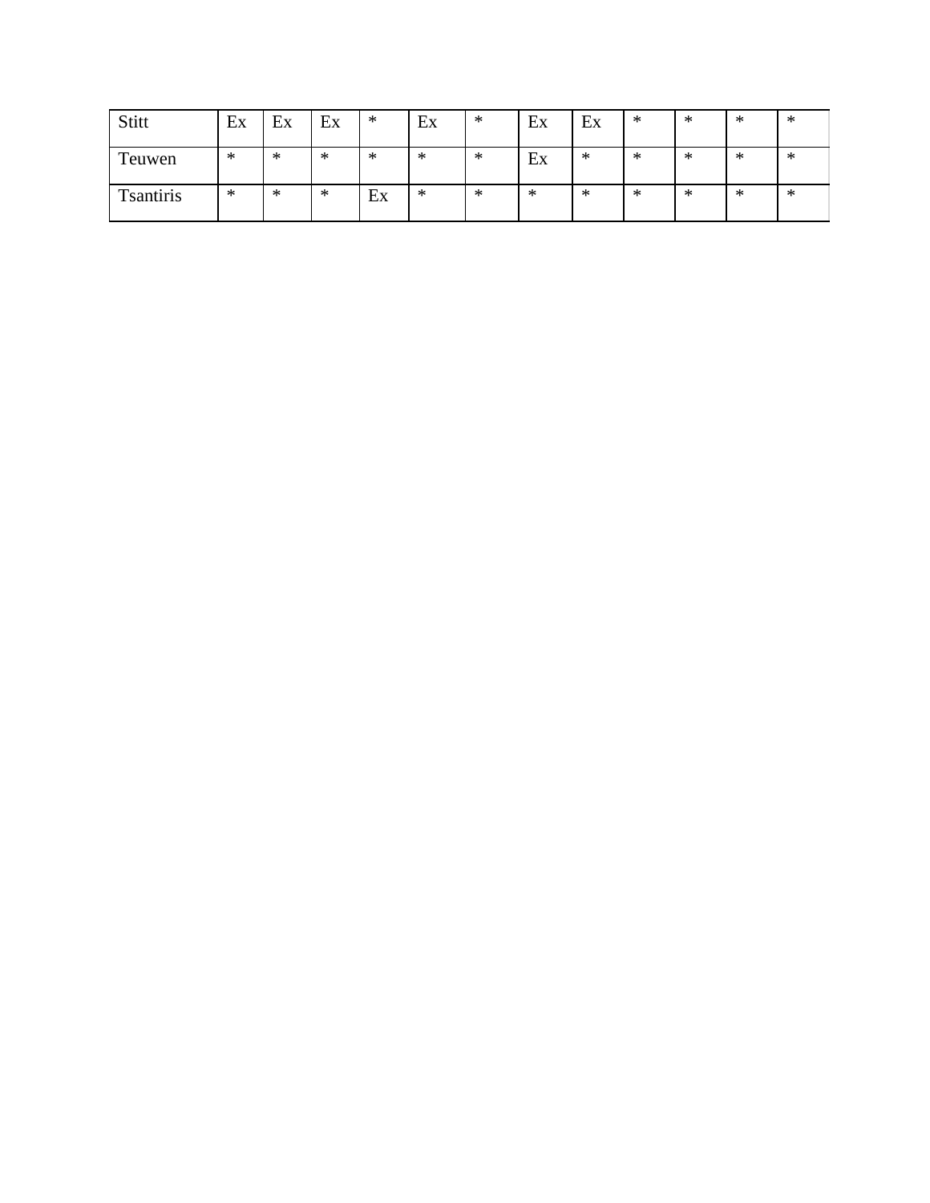| | | | | | | | | | | | | |
|---|---|---|---|---|---|---|---|---|---|---|---|---|
| Stitt | Ex | Ex | Ex | * | Ex | * | Ex | Ex | * | * | * | * |
| Teuwen | * | * | * | * | * | * | Ex | * | * | * | * | * |
| Tsantiris | * | * | * | Ex | * | * | * | * | * | * | * | * |